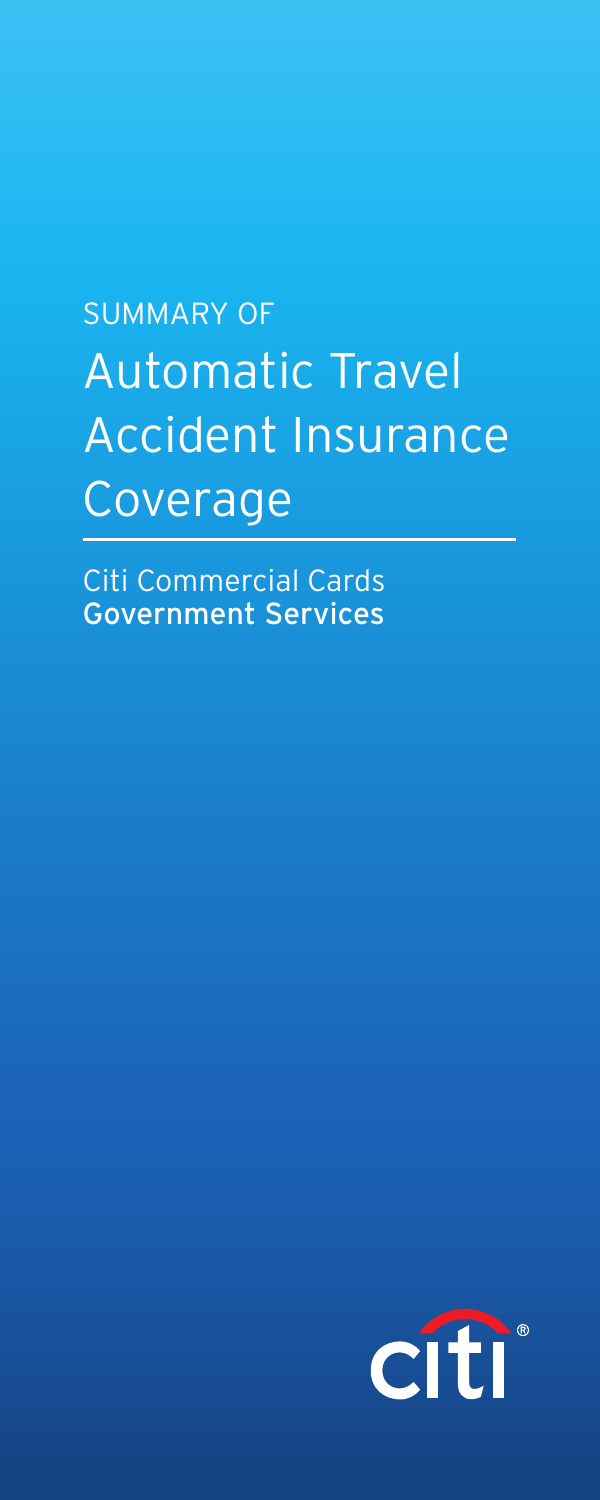SUMMARY OF

# Automatic Travel Accident Insurance Coverage

Citi Commercial Cards
**Government Services**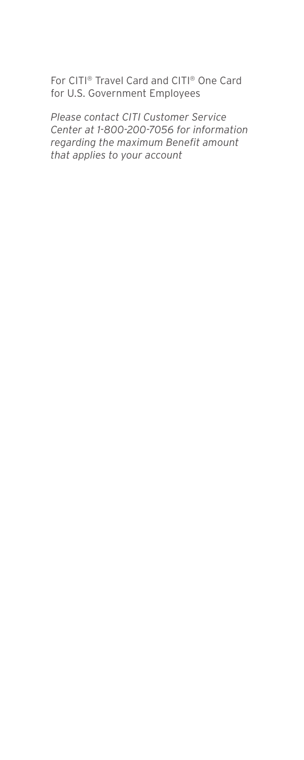For CITI® Travel Card and CITI® One Card for U.S. Government Employees

*Please contact CITI Customer Service Center at 1-800-200-7056 for information regarding the maximum Benefit amount that applies to your account*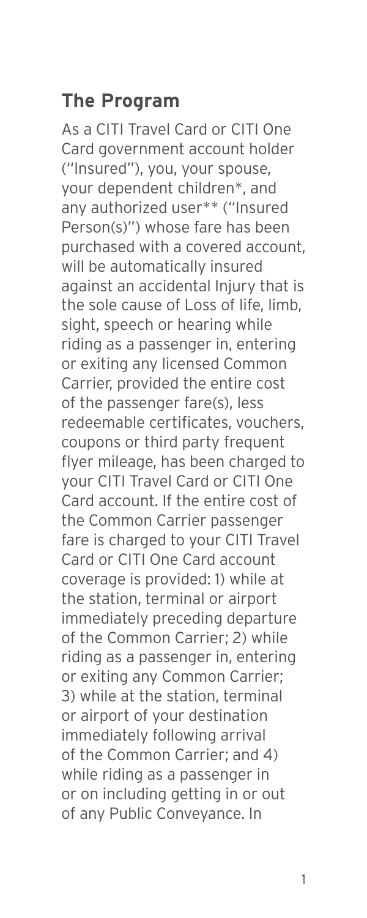## The Program

As a CITI Travel Card or CITI One Card government account holder ("Insured"), you, your spouse, your dependent children*, and any authorized user** ("Insured Person(s)") whose fare has been purchased with a covered account, will be automatically insured against an accidental Injury that is the sole cause of Loss of life, limb, sight, speech or hearing while riding as a passenger in, entering or exiting any licensed Common Carrier, provided the entire cost of the passenger fare(s), less redeemable certificates, vouchers, coupons or third party frequent flyer mileage, has been charged to your CITI Travel Card or CITI One Card account. If the entire cost of the Common Carrier passenger fare is charged to your CITI Travel Card or CITI One Card account coverage is provided: 1) while at the station, terminal or airport immediately preceding departure of the Common Carrier; 2) while riding as a passenger in, entering or exiting any Common Carrier; 3) while at the station, terminal or airport of your destination immediately following arrival of the Common Carrier; and 4) while riding as a passenger in or on including getting in or out of any Public Conveyance. In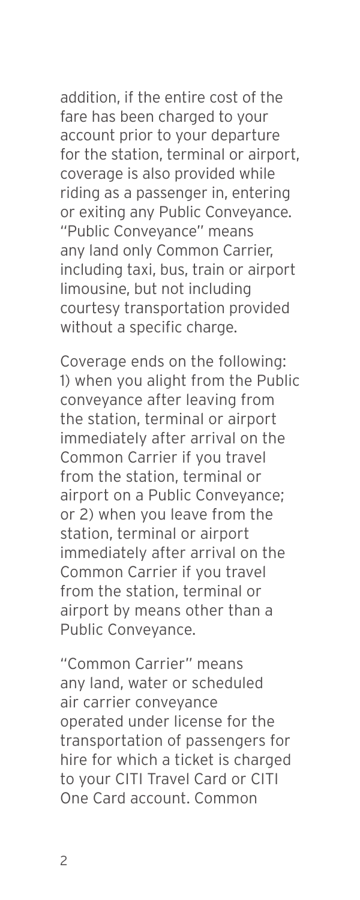addition, if the entire cost of the fare has been charged to your account prior to your departure for the station, terminal or airport, coverage is also provided while riding as a passenger in, entering or exiting any Public Conveyance. "Public Conveyance" means any land only Common Carrier, including taxi, bus, train or airport limousine, but not including courtesy transportation provided without a specific charge.

Coverage ends on the following: 1) when you alight from the Public conveyance after leaving from the station, terminal or airport immediately after arrival on the Common Carrier if you travel from the station, terminal or airport on a Public Conveyance; or 2) when you leave from the station, terminal or airport immediately after arrival on the Common Carrier if you travel from the station, terminal or airport by means other than a Public Conveyance.

"Common Carrier" means any land, water or scheduled air carrier conveyance operated under license for the transportation of passengers for hire for which a ticket is charged to your CITI Travel Card or CITI One Card account. Common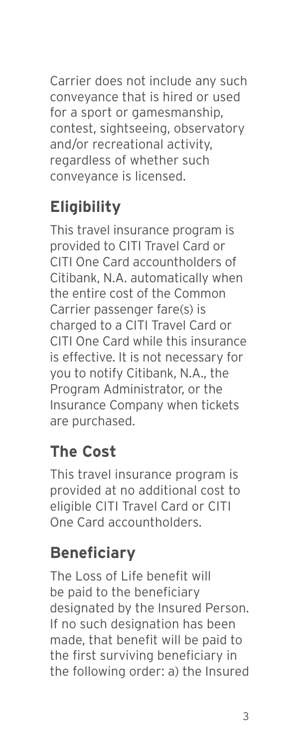Carrier does not include any such conveyance that is hired or used for a sport or gamesmanship, contest, sightseeing, observatory and/or recreational activity, regardless of whether such conveyance is licensed.

## Eligibility

This travel insurance program is provided to CITI Travel Card or CITI One Card accountholders of Citibank, N.A. automatically when the entire cost of the Common Carrier passenger fare(s) is charged to a CITI Travel Card or CITI One Card while this insurance is effective. It is not necessary for you to notify Citibank, N.A., the Program Administrator, or the Insurance Company when tickets are purchased.

## The Cost

This travel insurance program is provided at no additional cost to eligible CITI Travel Card or CITI One Card accountholders.

## Beneficiary

The Loss of Life benefit will be paid to the beneficiary designated by the Insured Person. If no such designation has been made, that benefit will be paid to the first surviving beneficiary in the following order: a) the Insured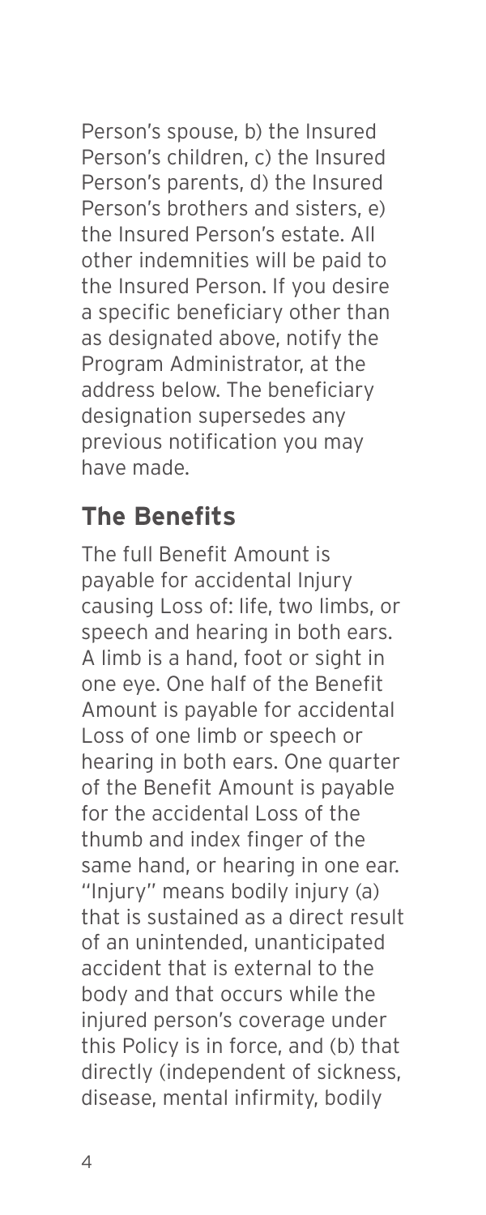Person's spouse, b) the Insured Person's children, c) the Insured Person's parents, d) the Insured Person's brothers and sisters, e) the Insured Person's estate. All other indemnities will be paid to the Insured Person. If you desire a specific beneficiary other than as designated above, notify the Program Administrator, at the address below. The beneficiary designation supersedes any previous notification you may have made.

## The Benefits

The full Benefit Amount is payable for accidental Injury causing Loss of: life, two limbs, or speech and hearing in both ears. A limb is a hand, foot or sight in one eye. One half of the Benefit Amount is payable for accidental Loss of one limb or speech or hearing in both ears. One quarter of the Benefit Amount is payable for the accidental Loss of the thumb and index finger of the same hand, or hearing in one ear. "Injury" means bodily injury (a) that is sustained as a direct result of an unintended, unanticipated accident that is external to the body and that occurs while the injured person's coverage under this Policy is in force, and (b) that directly (independent of sickness, disease, mental infirmity, bodily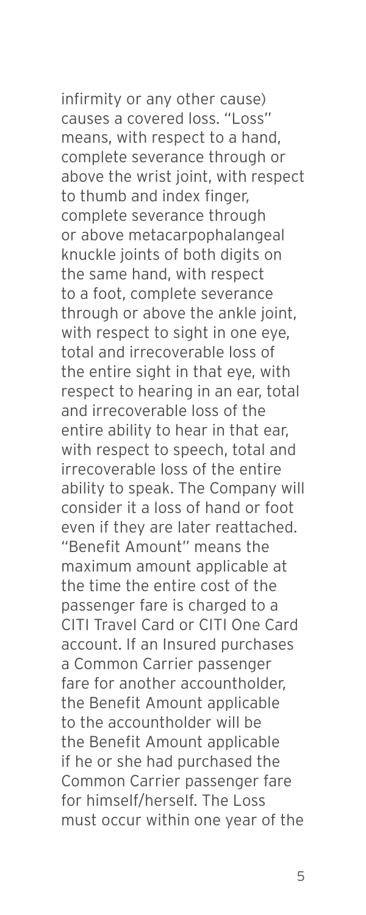infirmity or any other cause) causes a covered loss. "Loss" means, with respect to a hand, complete severance through or above the wrist joint, with respect to thumb and index finger, complete severance through or above metacarpophalangeal knuckle joints of both digits on the same hand, with respect to a foot, complete severance through or above the ankle joint, with respect to sight in one eye, total and irrecoverable loss of the entire sight in that eye, with respect to hearing in an ear, total and irrecoverable loss of the entire ability to hear in that ear, with respect to speech, total and irrecoverable loss of the entire ability to speak. The Company will consider it a loss of hand or foot even if they are later reattached. "Benefit Amount" means the maximum amount applicable at the time the entire cost of the passenger fare is charged to a CITI Travel Card or CITI One Card account. If an Insured purchases a Common Carrier passenger fare for another accountholder, the Benefit Amount applicable to the accountholder will be the Benefit Amount applicable if he or she had purchased the Common Carrier passenger fare for himself/herself. The Loss must occur within one year of the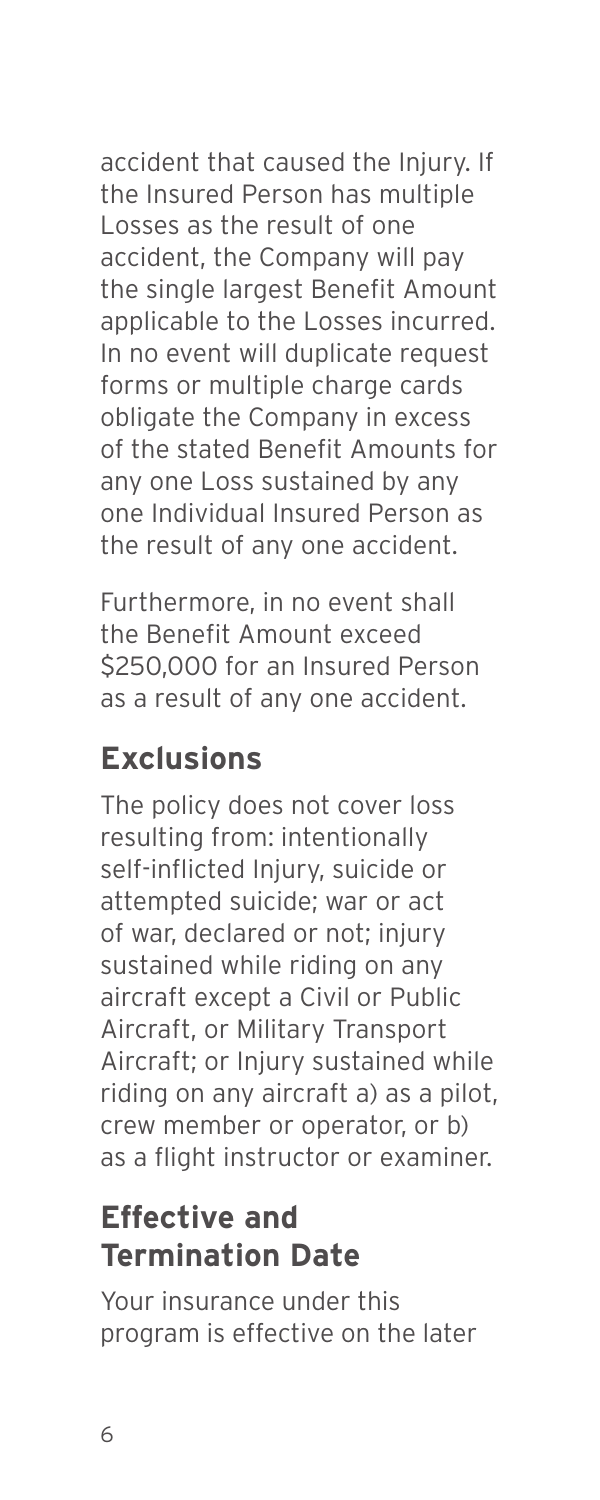accident that caused the Injury. If the Insured Person has multiple Losses as the result of one accident, the Company will pay the single largest Benefit Amount applicable to the Losses incurred. In no event will duplicate request forms or multiple charge cards obligate the Company in excess of the stated Benefit Amounts for any one Loss sustained by any one Individual Insured Person as the result of any one accident.

Furthermore, in no event shall the Benefit Amount exceed $250,000 for an Insured Person as a result of any one accident.

## Exclusions

The policy does not cover loss resulting from: intentionally self-inflicted Injury, suicide or attempted suicide; war or act of war, declared or not; injury sustained while riding on any aircraft except a Civil or Public Aircraft, or Military Transport Aircraft; or Injury sustained while riding on any aircraft a) as a pilot, crew member or operator, or b) as a flight instructor or examiner.

## Effective and Termination Date

Your insurance under this program is effective on the later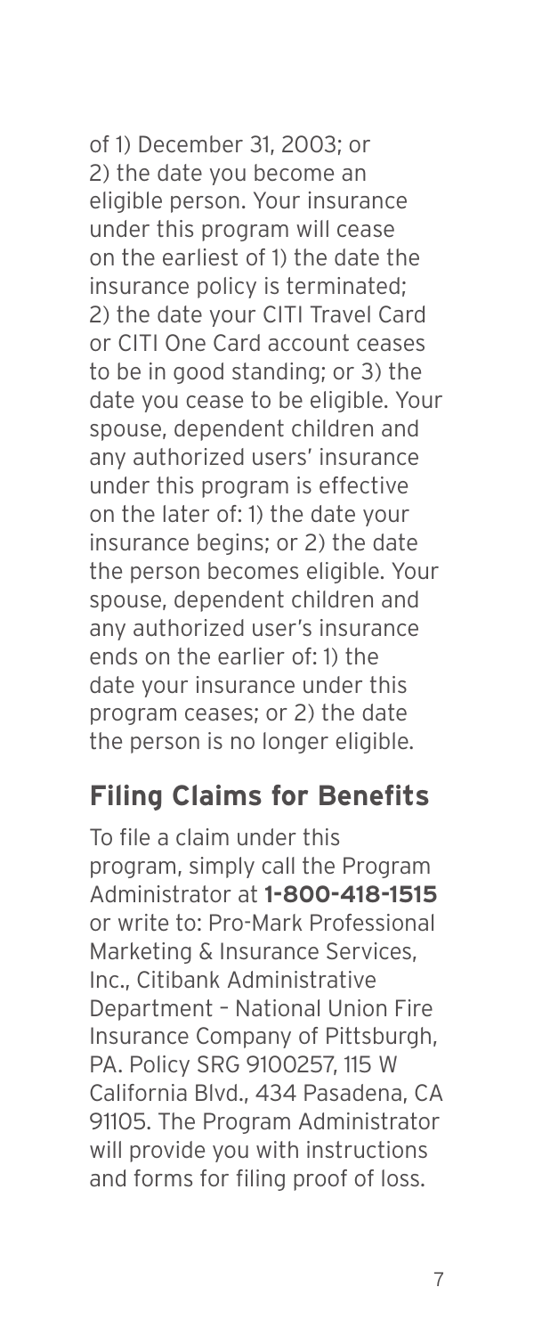of 1) December 31, 2003; or 2) the date you become an eligible person. Your insurance under this program will cease on the earliest of 1) the date the insurance policy is terminated; 2) the date your CITI Travel Card or CITI One Card account ceases to be in good standing; or 3) the date you cease to be eligible. Your spouse, dependent children and any authorized users' insurance under this program is effective on the later of: 1) the date your insurance begins; or 2) the date the person becomes eligible. Your spouse, dependent children and any authorized user's insurance ends on the earlier of: 1) the date your insurance under this program ceases; or 2) the date the person is no longer eligible.

## Filing Claims for Benefits

To file a claim under this program, simply call the Program Administrator at **1-800-418-1515** or write to: Pro-Mark Professional Marketing & Insurance Services, Inc., Citibank Administrative Department – National Union Fire Insurance Company of Pittsburgh, PA. Policy SRG 9100257, 115 W California Blvd., 434 Pasadena, CA 91105. The Program Administrator will provide you with instructions and forms for filing proof of loss.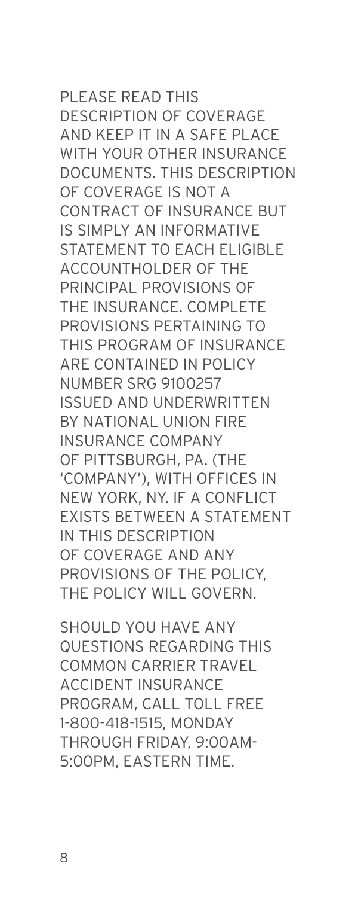PLEASE READ THIS DESCRIPTION OF COVERAGE AND KEEP IT IN A SAFE PLACE WITH YOUR OTHER INSURANCE DOCUMENTS. THIS DESCRIPTION OF COVERAGE IS NOT A CONTRACT OF INSURANCE BUT IS SIMPLY AN INFORMATIVE STATEMENT TO EACH ELIGIBLE ACCOUNTHOLDER OF THE PRINCIPAL PROVISIONS OF THE INSURANCE. COMPLETE PROVISIONS PERTAINING TO THIS PROGRAM OF INSURANCE ARE CONTAINED IN POLICY NUMBER SRG 9100257 ISSUED AND UNDERWRITTEN BY NATIONAL UNION FIRE INSURANCE COMPANY OF PITTSBURGH, PA. (THE 'COMPANY'), WITH OFFICES IN NEW YORK, NY. IF A CONFLICT EXISTS BETWEEN A STATEMENT IN THIS DESCRIPTION OF COVERAGE AND ANY PROVISIONS OF THE POLICY, THE POLICY WILL GOVERN.

SHOULD YOU HAVE ANY QUESTIONS REGARDING THIS COMMON CARRIER TRAVEL ACCIDENT INSURANCE PROGRAM, CALL TOLL FREE 1-800-418-1515, MONDAY THROUGH FRIDAY, 9:00AM-5:00PM, EASTERN TIME.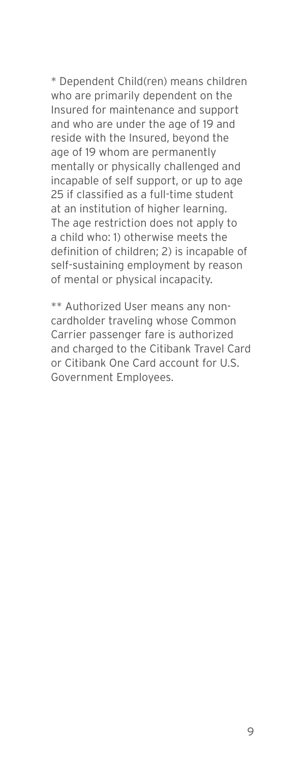* Dependent Child(ren) means children who are primarily dependent on the Insured for maintenance and support and who are under the age of 19 and reside with the Insured, beyond the age of 19 whom are permanently mentally or physically challenged and incapable of self support, or up to age 25 if classified as a full-time student at an institution of higher learning. The age restriction does not apply to a child who: 1) otherwise meets the definition of children; 2) is incapable of self-sustaining employment by reason of mental or physical incapacity.

** Authorized User means any non-cardholder traveling whose Common Carrier passenger fare is authorized and charged to the Citibank Travel Card or Citibank One Card account for U.S. Government Employees.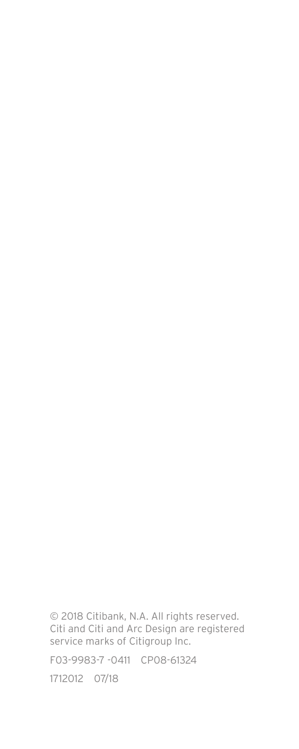© 2018 Citibank, N.A. All rights reserved.
Citi and Citi and Arc Design are registered service marks of Citigroup Inc.

F03-9983-7 -0411  CP08-61324

1712012  07/18